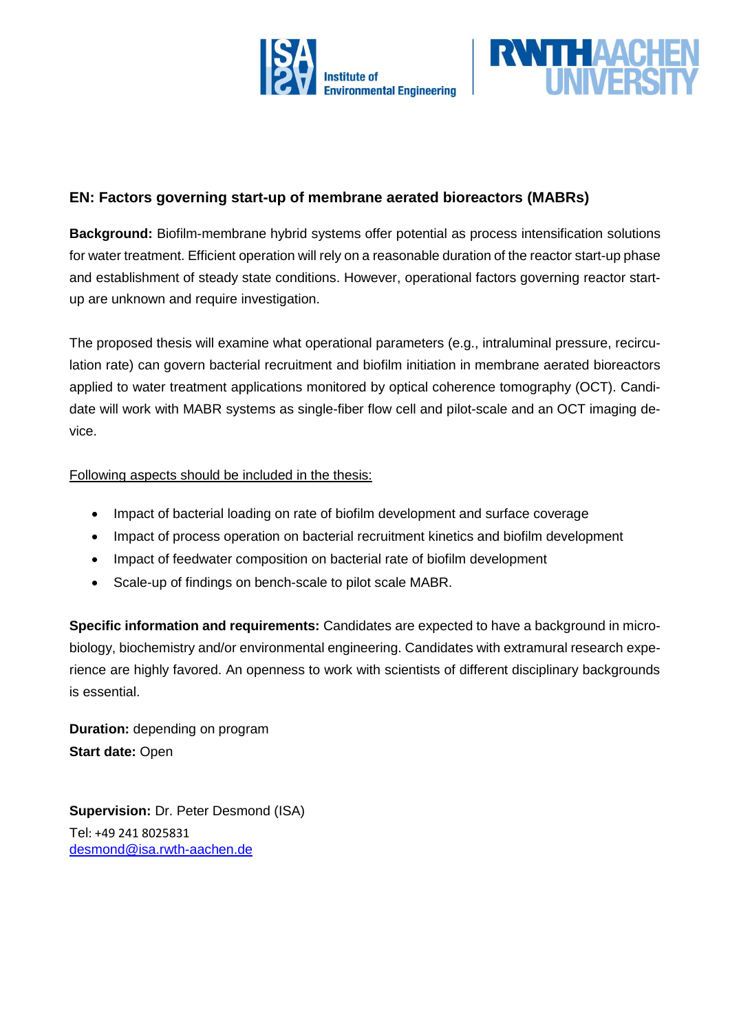## EN: Factors governing start-up of membrane aerated bioreactors (MABRs)

**Background:** Biofilm-membrane hybrid systems offer potential as process intensification solutions for water treatment. Efficient operation will rely on a reasonable duration of the reactor start-up phase and establishment of steady state conditions. However, operational factors governing reactor start-up are unknown and require investigation.

The proposed thesis will examine what operational parameters (e.g., intraluminal pressure, recirculation rate) can govern bacterial recruitment and biofilm initiation in membrane aerated bioreactors applied to water treatment applications monitored by optical coherence tomography (OCT). Candidate will work with MABR systems as single-fiber flow cell and pilot-scale and an OCT imaging device.

Following aspects should be included in the thesis:

- Impact of bacterial loading on rate of biofilm development and surface coverage
- Impact of process operation on bacterial recruitment kinetics and biofilm development
- Impact of feedwater composition on bacterial rate of biofilm development
- Scale-up of findings on bench-scale to pilot scale MABR.

**Specific information and requirements:** Candidates are expected to have a background in microbiology, biochemistry and/or environmental engineering. Candidates with extramural research experience are highly favored. An openness to work with scientists of different disciplinary backgrounds is essential.

**Duration:** depending on program
**Start date:** Open

**Supervision:** Dr. Peter Desmond (ISA)
Tel: +49 241 8025831
desmond@isa.rwth-aachen.de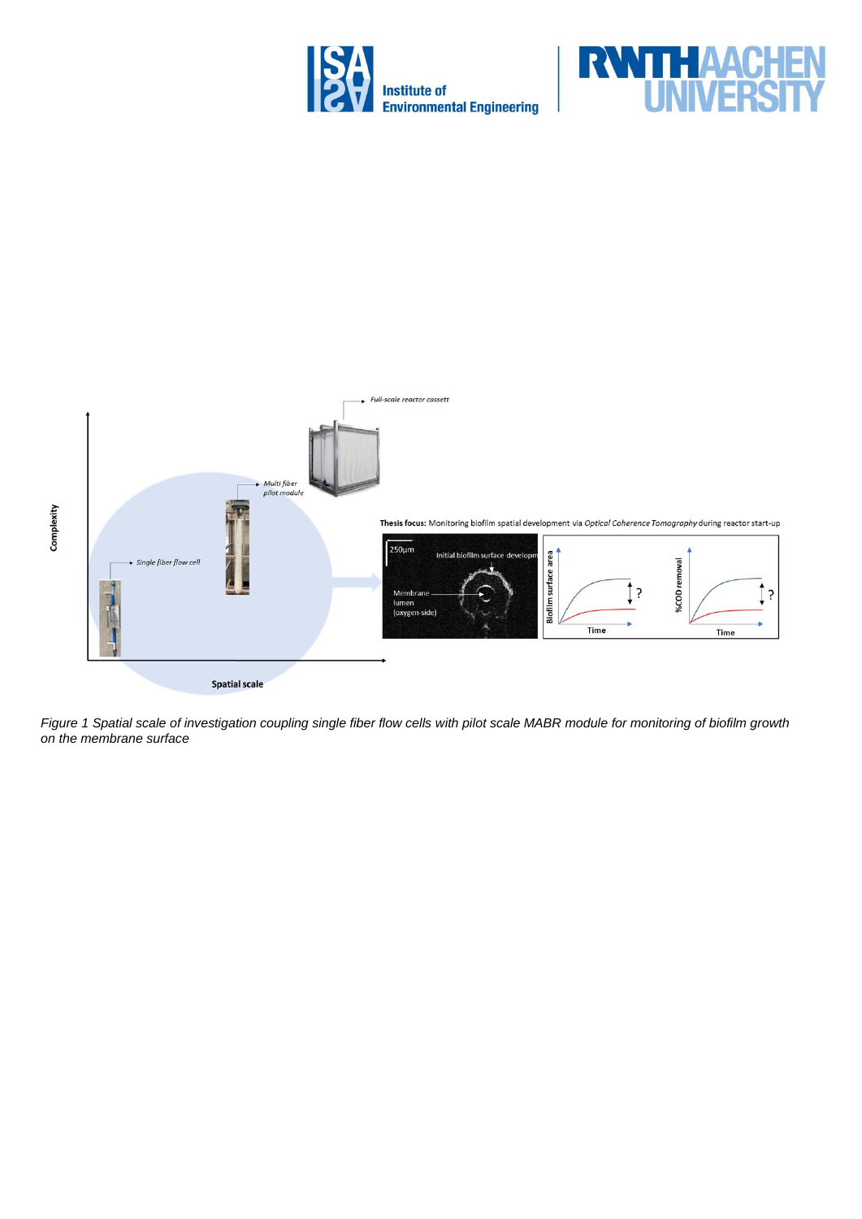Full-scale reactor cassett

Multi fiber pilot module

Single fiber flow cell

Complexity

Spatial scale

**Thesis focus:** Monitoring biofilm spatial development via *Optical Coherence Tomography* during reactor start-up

250µm

Initial biofilm surface developm

Membrane lumen (oxygen-side)

Biofilm surface area

Time

?

%COD removal

Time

?

*Figure 1 Spatial scale of investigation coupling single fiber flow cells with pilot scale MABR module for monitoring of biofilm growth on the membrane surface*